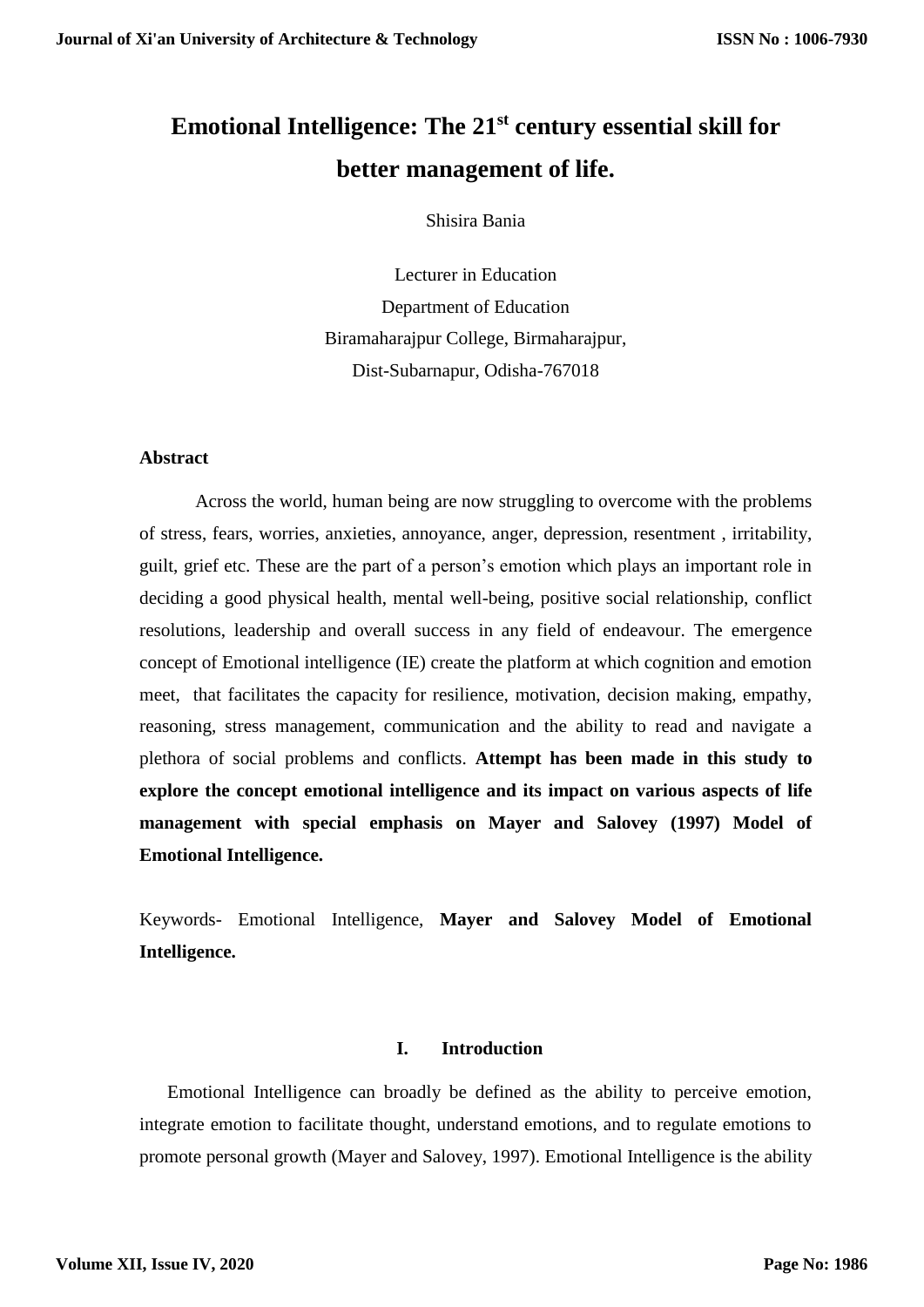# Emotional Intelligence: The 21st century essential skill for better management of life.

Shisira Bania

Lecturer in Education
Department of Education
Biramaharajpur College, Birmaharajpur,
Dist-Subarnapur, Odisha-767018

**Abstract**

Across the world, human being are now struggling to overcome with the problems of stress, fears, worries, anxieties, annoyance, anger, depression, resentment , irritability, guilt, grief etc. These are the part of a person's emotion which plays an important role in deciding a good physical health, mental well-being, positive social relationship, conflict resolutions, leadership and overall success in any field of endeavour. The emergence concept of Emotional intelligence (IE) create the platform at which cognition and emotion meet, that facilitates the capacity for resilience, motivation, decision making, empathy, reasoning, stress management, communication and the ability to read and navigate a plethora of social problems and conflicts. **Attempt has been made in this study to explore the concept emotional intelligence and its impact on various aspects of life management with special emphasis on Mayer and Salovey (1997) Model of Emotional Intelligence.**

Keywords- Emotional Intelligence, **Mayer and Salovey Model of Emotional Intelligence.**

## I. Introduction

Emotional Intelligence can broadly be defined as the ability to perceive emotion, integrate emotion to facilitate thought, understand emotions, and to regulate emotions to promote personal growth (Mayer and Salovey, 1997). Emotional Intelligence is the ability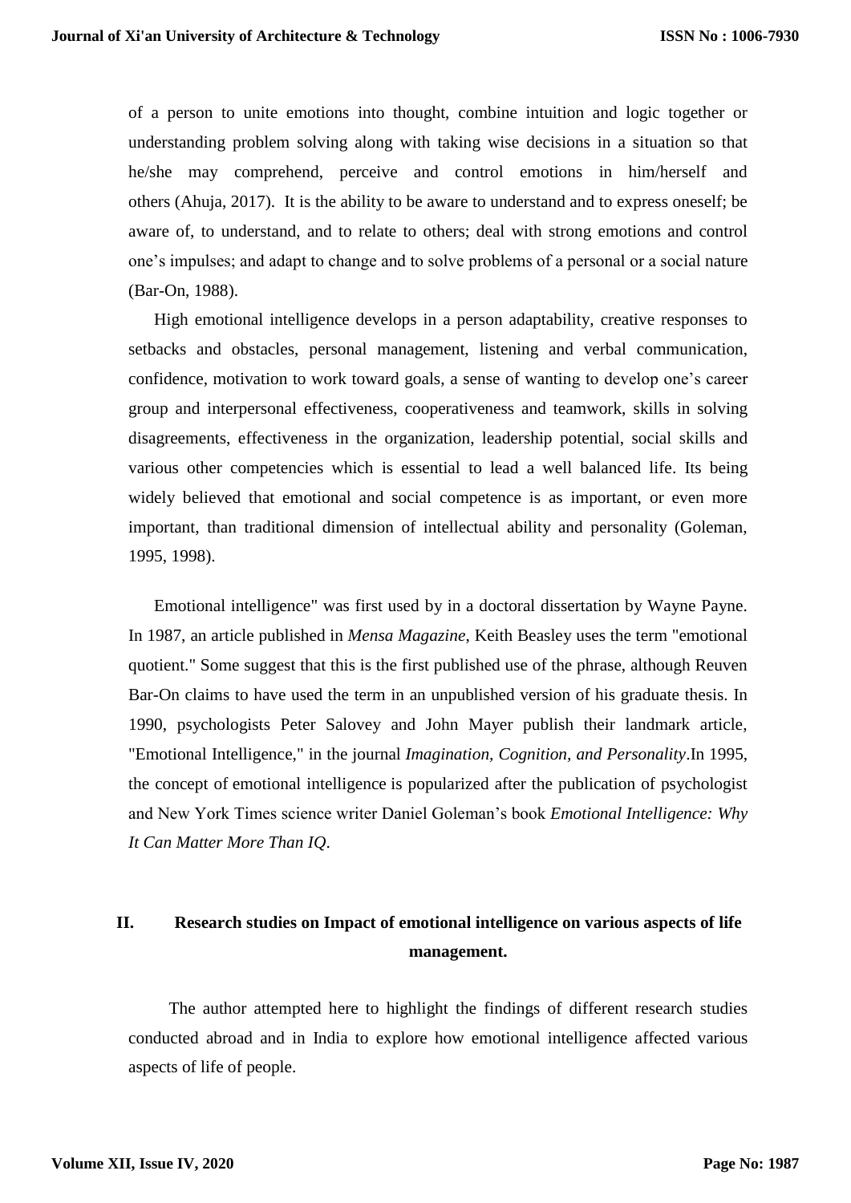of a person to unite emotions into thought, combine intuition and logic together or understanding problem solving along with taking wise decisions in a situation so that he/she may comprehend, perceive and control emotions in him/herself and others (Ahuja, 2017). It is the ability to be aware to understand and to express oneself; be aware of, to understand, and to relate to others; deal with strong emotions and control one's impulses; and adapt to change and to solve problems of a personal or a social nature (Bar-On, 1988).

High emotional intelligence develops in a person adaptability, creative responses to setbacks and obstacles, personal management, listening and verbal communication, confidence, motivation to work toward goals, a sense of wanting to develop one's career group and interpersonal effectiveness, cooperativeness and teamwork, skills in solving disagreements, effectiveness in the organization, leadership potential, social skills and various other competencies which is essential to lead a well balanced life. Its being widely believed that emotional and social competence is as important, or even more important, than traditional dimension of intellectual ability and personality (Goleman, 1995, 1998).

Emotional intelligence" was first used by in a doctoral dissertation by Wayne Payne. In 1987, an article published in *Mensa Magazine*, Keith Beasley uses the term "emotional quotient." Some suggest that this is the first published use of the phrase, although Reuven Bar-On claims to have used the term in an unpublished version of his graduate thesis. In 1990, psychologists Peter Salovey and John Mayer publish their landmark article, "Emotional Intelligence," in the journal *Imagination, Cognition, and Personality*.In 1995, the concept of emotional intelligence is popularized after the publication of psychologist and New York Times science writer Daniel Goleman's book *Emotional Intelligence: Why It Can Matter More Than IQ*.

## II. Research studies on Impact of emotional intelligence on various aspects of life management.

The author attempted here to highlight the findings of different research studies conducted abroad and in India to explore how emotional intelligence affected various aspects of life of people.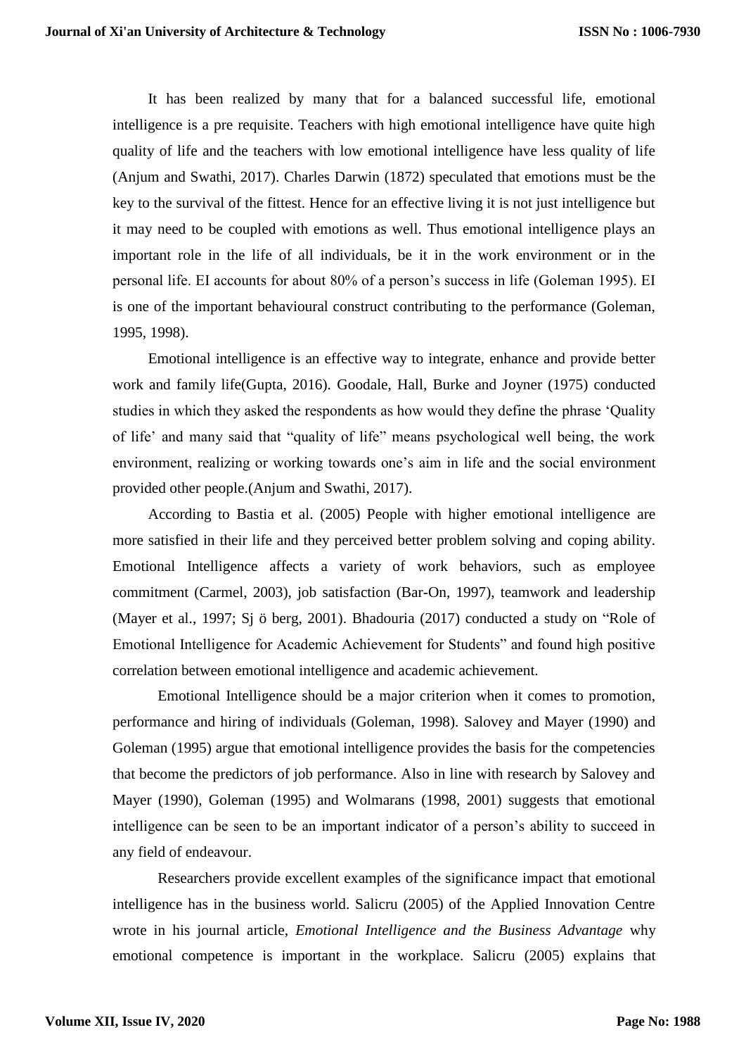It has been realized by many that for a balanced successful life, emotional intelligence is a pre requisite. Teachers with high emotional intelligence have quite high quality of life and the teachers with low emotional intelligence have less quality of life (Anjum and Swathi, 2017). Charles Darwin (1872) speculated that emotions must be the key to the survival of the fittest. Hence for an effective living it is not just intelligence but it may need to be coupled with emotions as well. Thus emotional intelligence plays an important role in the life of all individuals, be it in the work environment or in the personal life. EI accounts for about 80% of a person's success in life (Goleman 1995). EI is one of the important behavioural construct contributing to the performance (Goleman, 1995, 1998).

Emotional intelligence is an effective way to integrate, enhance and provide better work and family life(Gupta, 2016). Goodale, Hall, Burke and Joyner (1975) conducted studies in which they asked the respondents as how would they define the phrase 'Quality of life' and many said that "quality of life" means psychological well being, the work environment, realizing or working towards one's aim in life and the social environment provided other people.(Anjum and Swathi, 2017).

According to Bastia et al. (2005) People with higher emotional intelligence are more satisfied in their life and they perceived better problem solving and coping ability. Emotional Intelligence affects a variety of work behaviors, such as employee commitment (Carmel, 2003), job satisfaction (Bar-On, 1997), teamwork and leadership (Mayer et al., 1997; Sj ö berg, 2001). Bhadouria (2017) conducted a study on "Role of Emotional Intelligence for Academic Achievement for Students" and found high positive correlation between emotional intelligence and academic achievement.

Emotional Intelligence should be a major criterion when it comes to promotion, performance and hiring of individuals (Goleman, 1998). Salovey and Mayer (1990) and Goleman (1995) argue that emotional intelligence provides the basis for the competencies that become the predictors of job performance. Also in line with research by Salovey and Mayer (1990), Goleman (1995) and Wolmarans (1998, 2001) suggests that emotional intelligence can be seen to be an important indicator of a person's ability to succeed in any field of endeavour.

Researchers provide excellent examples of the significance impact that emotional intelligence has in the business world. Salicru (2005) of the Applied Innovation Centre wrote in his journal article, *Emotional Intelligence and the Business Advantage* why emotional competence is important in the workplace. Salicru (2005) explains that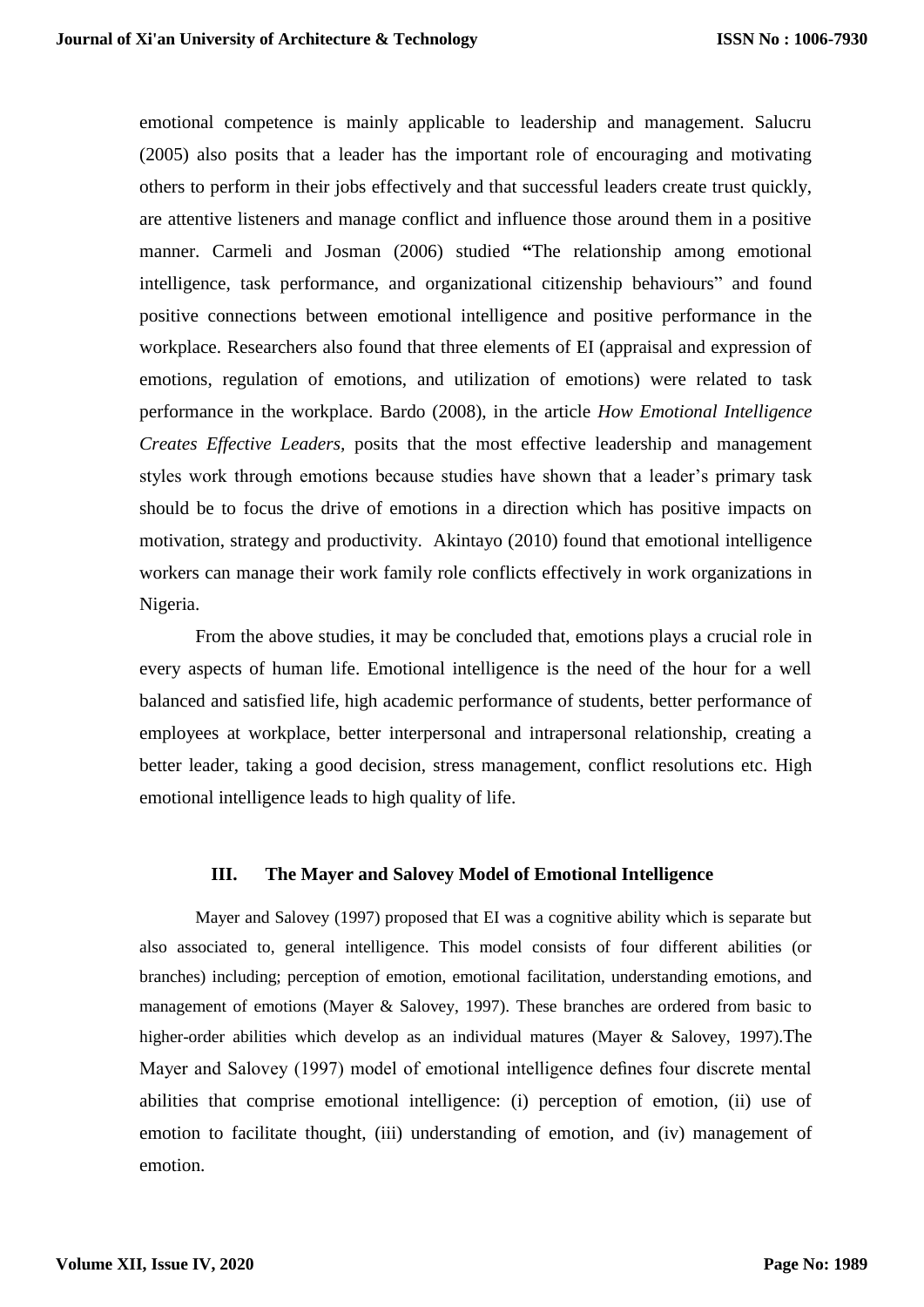emotional competence is mainly applicable to leadership and management. Salucru (2005) also posits that a leader has the important role of encouraging and motivating others to perform in their jobs effectively and that successful leaders create trust quickly, are attentive listeners and manage conflict and influence those around them in a positive manner. Carmeli and Josman (2006) studied "The relationship among emotional intelligence, task performance, and organizational citizenship behaviours" and found positive connections between emotional intelligence and positive performance in the workplace. Researchers also found that three elements of EI (appraisal and expression of emotions, regulation of emotions, and utilization of emotions) were related to task performance in the workplace. Bardo (2008), in the article *How Emotional Intelligence Creates Effective Leaders*, posits that the most effective leadership and management styles work through emotions because studies have shown that a leader's primary task should be to focus the drive of emotions in a direction which has positive impacts on motivation, strategy and productivity. Akintayo (2010) found that emotional intelligence workers can manage their work family role conflicts effectively in work organizations in Nigeria.

From the above studies, it may be concluded that, emotions plays a crucial role in every aspects of human life. Emotional intelligence is the need of the hour for a well balanced and satisfied life, high academic performance of students, better performance of employees at workplace, better interpersonal and intrapersonal relationship, creating a better leader, taking a good decision, stress management, conflict resolutions etc. High emotional intelligence leads to high quality of life.

## III. The Mayer and Salovey Model of Emotional Intelligence

Mayer and Salovey (1997) proposed that EI was a cognitive ability which is separate but also associated to, general intelligence. This model consists of four different abilities (or branches) including; perception of emotion, emotional facilitation, understanding emotions, and management of emotions (Mayer & Salovey, 1997). These branches are ordered from basic to higher-order abilities which develop as an individual matures (Mayer & Salovey, 1997).The Mayer and Salovey (1997) model of emotional intelligence defines four discrete mental abilities that comprise emotional intelligence: (i) perception of emotion, (ii) use of emotion to facilitate thought, (iii) understanding of emotion, and (iv) management of emotion.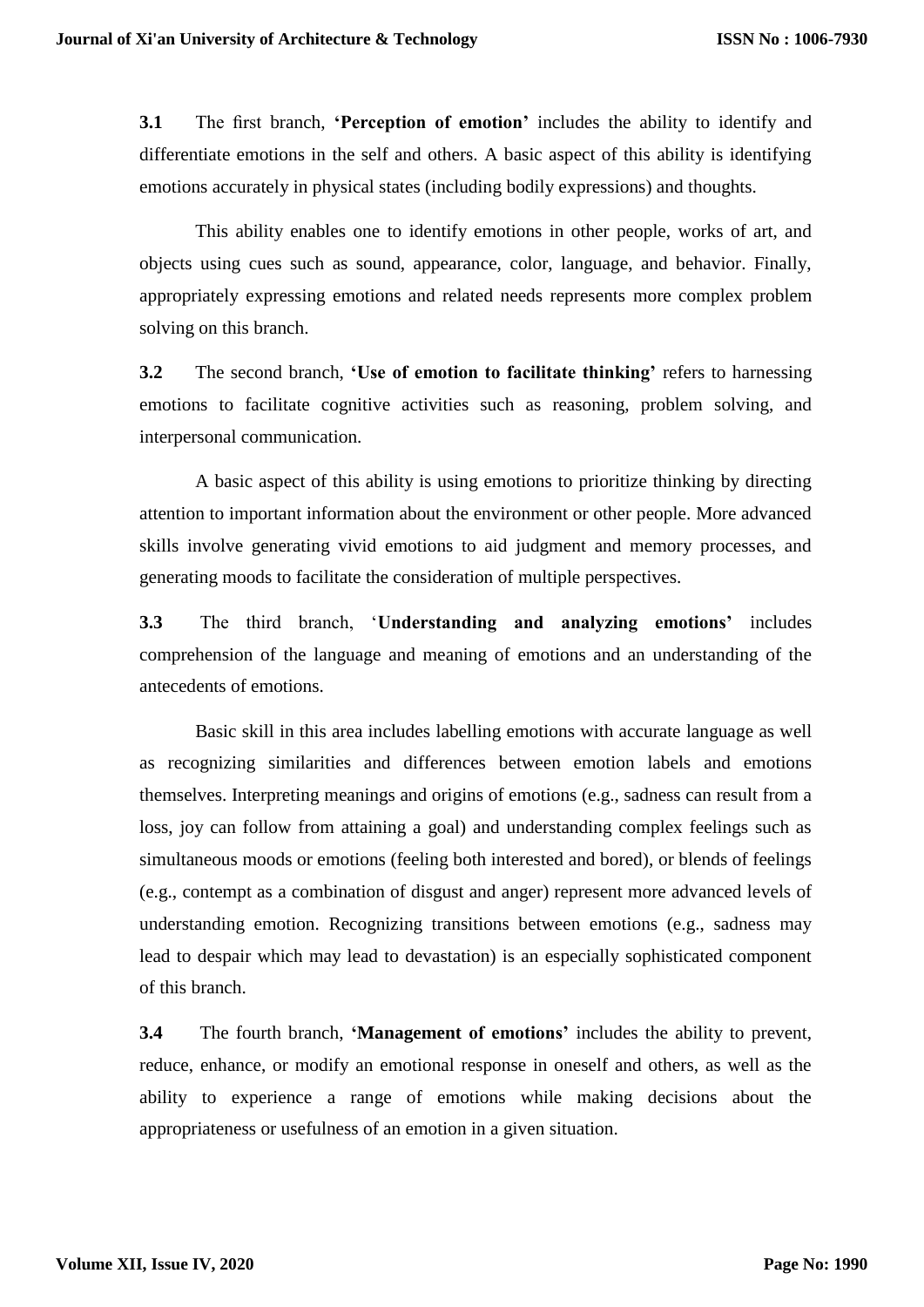**3.1** The first branch, **'Perception of emotion'** includes the ability to identify and differentiate emotions in the self and others. A basic aspect of this ability is identifying emotions accurately in physical states (including bodily expressions) and thoughts.

This ability enables one to identify emotions in other people, works of art, and objects using cues such as sound, appearance, color, language, and behavior. Finally, appropriately expressing emotions and related needs represents more complex problem solving on this branch.

**3.2** The second branch, **'Use of emotion to facilitate thinking'** refers to harnessing emotions to facilitate cognitive activities such as reasoning, problem solving, and interpersonal communication.

A basic aspect of this ability is using emotions to prioritize thinking by directing attention to important information about the environment or other people. More advanced skills involve generating vivid emotions to aid judgment and memory processes, and generating moods to facilitate the consideration of multiple perspectives.

**3.3** The third branch, '**Understanding and analyzing emotions'** includes comprehension of the language and meaning of emotions and an understanding of the antecedents of emotions.

Basic skill in this area includes labelling emotions with accurate language as well as recognizing similarities and differences between emotion labels and emotions themselves. Interpreting meanings and origins of emotions (e.g., sadness can result from a loss, joy can follow from attaining a goal) and understanding complex feelings such as simultaneous moods or emotions (feeling both interested and bored), or blends of feelings (e.g., contempt as a combination of disgust and anger) represent more advanced levels of understanding emotion. Recognizing transitions between emotions (e.g., sadness may lead to despair which may lead to devastation) is an especially sophisticated component of this branch.

**3.4** The fourth branch, **'Management of emotions'** includes the ability to prevent, reduce, enhance, or modify an emotional response in oneself and others, as well as the ability to experience a range of emotions while making decisions about the appropriateness or usefulness of an emotion in a given situation.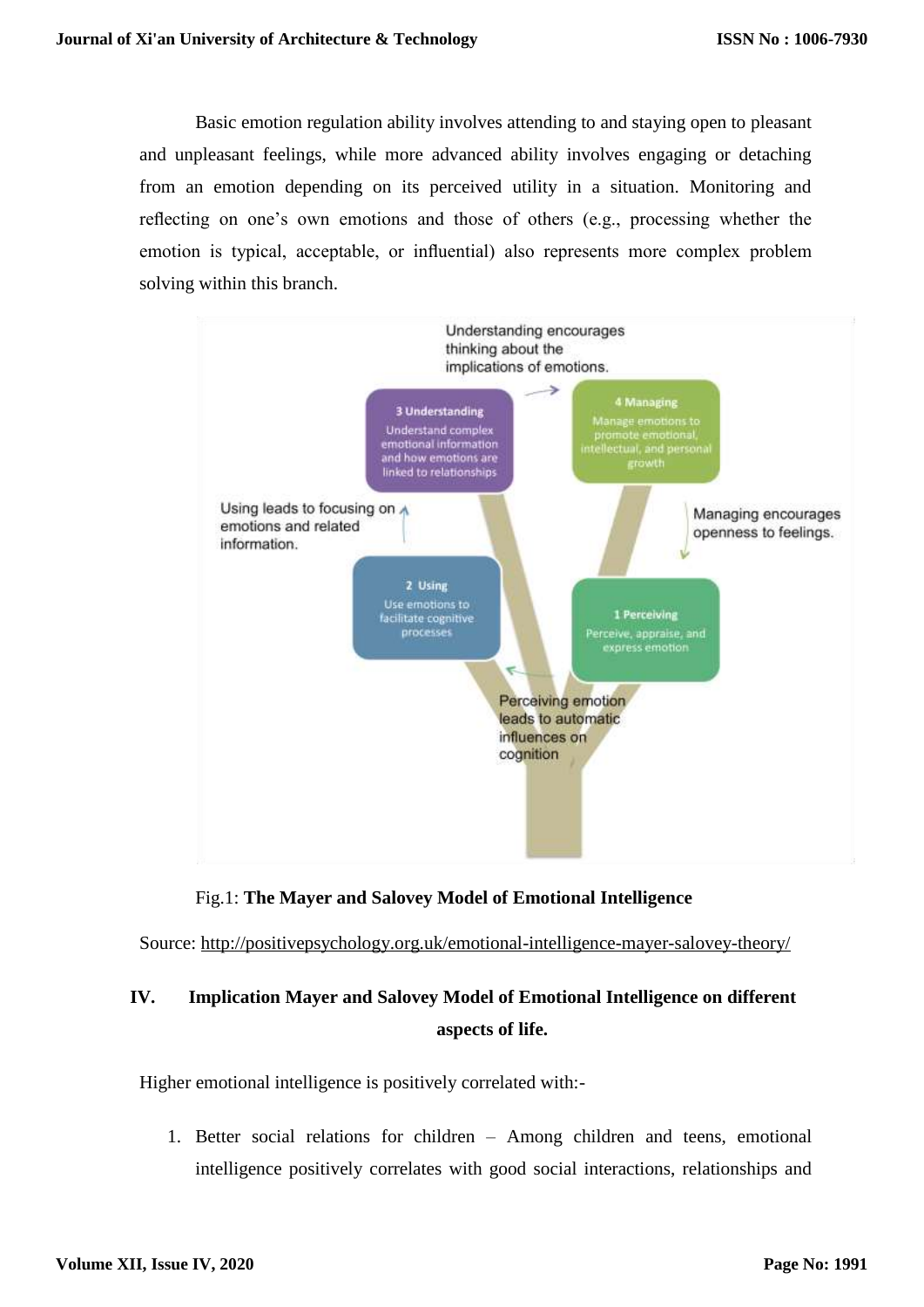Basic emotion regulation ability involves attending to and staying open to pleasant and unpleasant feelings, while more advanced ability involves engaging or detaching from an emotion depending on its perceived utility in a situation. Monitoring and reflecting on one's own emotions and those of others (e.g., processing whether the emotion is typical, acceptable, or influential) also represents more complex problem solving within this branch.

Fig.1: **The Mayer and Salovey Model of Emotional Intelligence**

Source: http://positivepsychology.org.uk/emotional-intelligence-mayer-salovey-theory/

## IV. Implication Mayer and Salovey Model of Emotional Intelligence on different aspects of life.

Higher emotional intelligence is positively correlated with:-

1. Better social relations for children – Among children and teens, emotional intelligence positively correlates with good social interactions, relationships and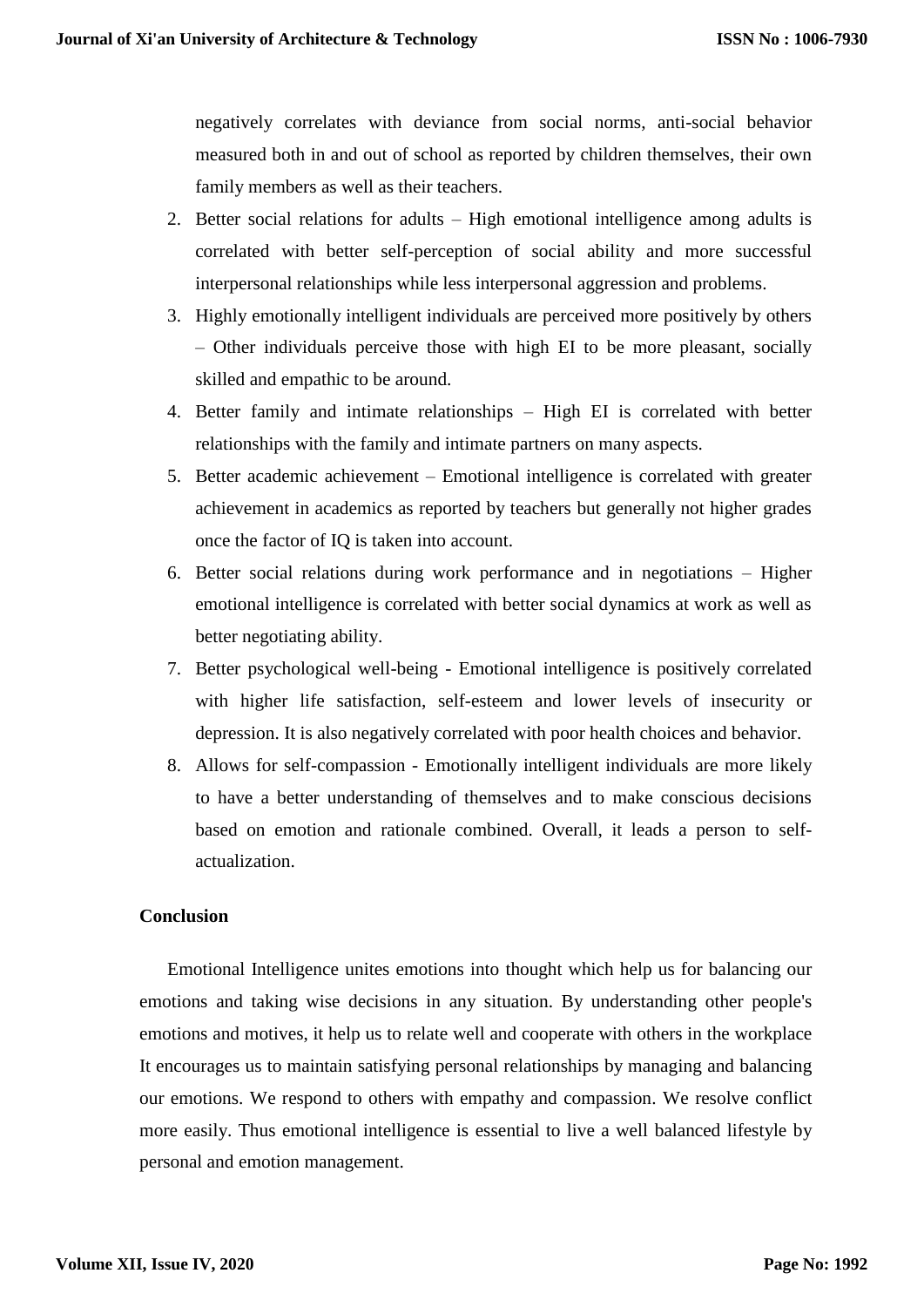negatively correlates with deviance from social norms, anti-social behavior measured both in and out of school as reported by children themselves, their own family members as well as their teachers.

2. Better social relations for adults – High emotional intelligence among adults is correlated with better self-perception of social ability and more successful interpersonal relationships while less interpersonal aggression and problems.
3. Highly emotionally intelligent individuals are perceived more positively by others – Other individuals perceive those with high EI to be more pleasant, socially skilled and empathic to be around.
4. Better family and intimate relationships – High EI is correlated with better relationships with the family and intimate partners on many aspects.
5. Better academic achievement – Emotional intelligence is correlated with greater achievement in academics as reported by teachers but generally not higher grades once the factor of IQ is taken into account.
6. Better social relations during work performance and in negotiations – Higher emotional intelligence is correlated with better social dynamics at work as well as better negotiating ability.
7. Better psychological well-being - Emotional intelligence is positively correlated with higher life satisfaction, self-esteem and lower levels of insecurity or depression. It is also negatively correlated with poor health choices and behavior.
8. Allows for self-compassion - Emotionally intelligent individuals are more likely to have a better understanding of themselves and to make conscious decisions based on emotion and rationale combined. Overall, it leads a person to self-actualization.

**Conclusion**

Emotional Intelligence unites emotions into thought which help us for balancing our emotions and taking wise decisions in any situation. By understanding other people's emotions and motives, it help us to relate well and cooperate with others in the workplace It encourages us to maintain satisfying personal relationships by managing and balancing our emotions. We respond to others with empathy and compassion. We resolve conflict more easily. Thus emotional intelligence is essential to live a well balanced lifestyle by personal and emotion management.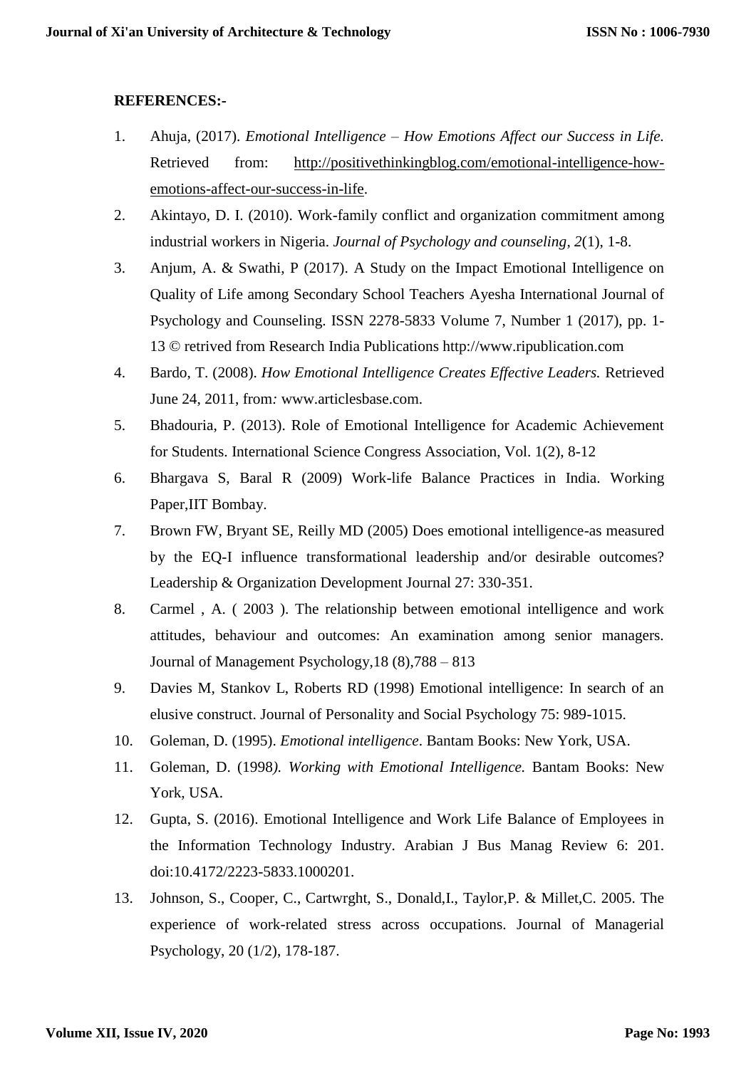**REFERENCES:-**

1. Ahuja, (2017). *Emotional Intelligence – How Emotions Affect our Success in Life.* Retrieved from: http://positivethinkingblog.com/emotional-intelligence-how-emotions-affect-our-success-in-life.
2. Akintayo, D. I. (2010). Work-family conflict and organization commitment among industrial workers in Nigeria. *Journal of Psychology and counseling*, *2*(1), 1-8.
3. Anjum, A. & Swathi, P (2017). A Study on the Impact Emotional Intelligence on Quality of Life among Secondary School Teachers Ayesha International Journal of Psychology and Counseling. ISSN 2278-5833 Volume 7, Number 1 (2017), pp. 1-13 © retrived from Research India Publications http://www.ripublication.com
4. Bardo, T. (2008). *How Emotional Intelligence Creates Effective Leaders.* Retrieved June 24, 2011, from*:* www.articlesbase.com.
5. Bhadouria, P. (2013). Role of Emotional Intelligence for Academic Achievement for Students. International Science Congress Association, Vol. 1(2), 8-12
6. Bhargava S, Baral R (2009) Work-life Balance Practices in India. Working Paper,IIT Bombay.
7. Brown FW, Bryant SE, Reilly MD (2005) Does emotional intelligence-as measured by the EQ-I influence transformational leadership and/or desirable outcomes? Leadership & Organization Development Journal 27: 330-351.
8. Carmel , A. ( 2003 ). The relationship between emotional intelligence and work attitudes, behaviour and outcomes: An examination among senior managers. Journal of Management Psychology,18 (8),788 – 813
9. Davies M, Stankov L, Roberts RD (1998) Emotional intelligence: In search of an elusive construct. Journal of Personality and Social Psychology 75: 989-1015.
10. Goleman, D. (1995). *Emotional intelligence*. Bantam Books: New York, USA.
11. Goleman, D. (1998*). Working with Emotional Intelligence.* Bantam Books: New York, USA.
12. Gupta, S. (2016). Emotional Intelligence and Work Life Balance of Employees in the Information Technology Industry. Arabian J Bus Manag Review 6: 201. doi:10.4172/2223-5833.1000201.
13. Johnson, S., Cooper, C., Cartwrght, S., Donald,I., Taylor,P. & Millet,C. 2005. The experience of work-related stress across occupations. Journal of Managerial Psychology, 20 (1/2), 178-187.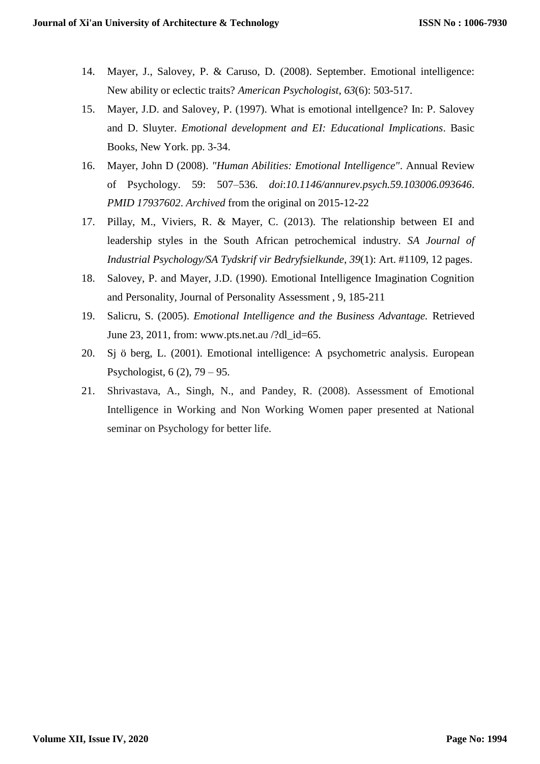14. Mayer, J., Salovey, P. & Caruso, D. (2008). September. Emotional intelligence: New ability or eclectic traits? *American Psychologist*, *63*(6): 503-517.
15. Mayer, J.D. and Salovey, P. (1997). What is emotional intellgence? In: P. Salovey and D. Sluyter. *Emotional development and EI: Educational Implications*. Basic Books, New York. pp. 3-34.
16. Mayer, John D (2008). *"Human Abilities: Emotional Intelligence"*. Annual Review of Psychology. 59: 507–536. *doi*:*10.1146/annurev.psych.59.103006.093646*. *PMID 17937602*. *Archived* from the original on 2015-12-22
17. Pillay, M., Viviers, R. & Mayer, C. (2013). The relationship between EI and leadership styles in the South African petrochemical industry. *SA Journal of Industrial Psychology/SA Tydskrif vir Bedryfsielkunde*, *39*(1): Art. #1109, 12 pages.
18. Salovey, P. and Mayer, J.D. (1990). Emotional Intelligence Imagination Cognition and Personality, Journal of Personality Assessment , 9, 185-211
19. Salicru, S. (2005). *Emotional Intelligence and the Business Advantage.* Retrieved June 23, 2011, from: www.pts.net.au /?dl_id=65.
20. Sj ö berg, L. (2001). Emotional intelligence: A psychometric analysis. European Psychologist, 6 (2), 79 – 95.
21. Shrivastava, A., Singh, N., and Pandey, R. (2008). Assessment of Emotional Intelligence in Working and Non Working Women paper presented at National seminar on Psychology for better life.